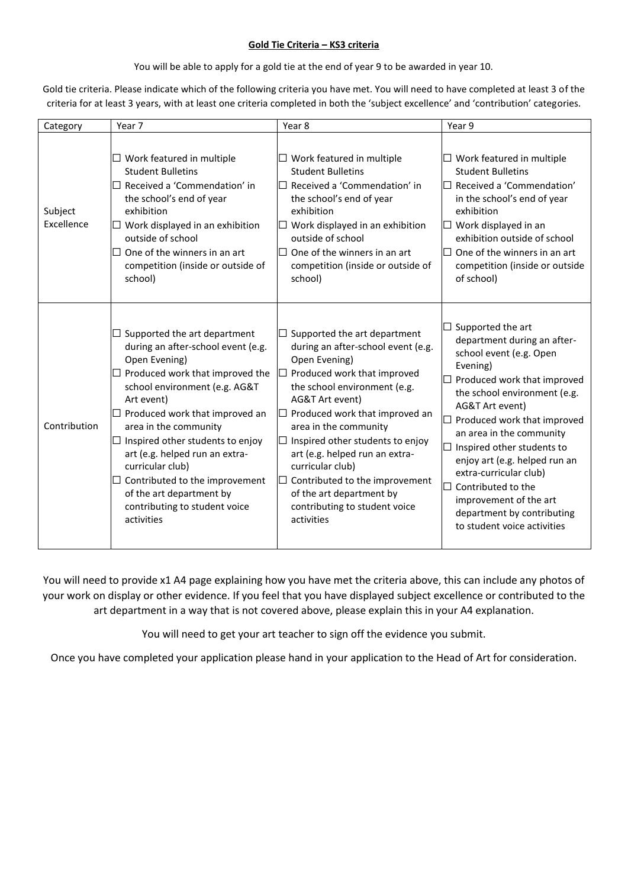**<u>Gold Tie Criteria – KS3 criteria</u>**

You will be able to apply for a gold tie at the end of year 9 to be awarded in year 10.

Gold tie criteria. Please indicate which of the following criteria you have met. You will need to have completed at least 3 of the criteria for at least 3 years, with at least one criteria completed in both the 'subject excellence' and 'contribution' categories.

| Category | Year 7 | Year 8 | Year 9 |
| --- | --- | --- | --- |
| Subject Excellence | ☐ Work featured in multiple Student Bulletins<br>☐ Received a 'Commendation' in the school's end of year exhibition<br>☐ Work displayed in an exhibition outside of school<br>☐ One of the winners in an art competition (inside or outside of school) | ☐ Work featured in multiple Student Bulletins<br>☐ Received a 'Commendation' in the school's end of year exhibition<br>☐ Work displayed in an exhibition outside of school<br>☐ One of the winners in an art competition (inside or outside of school) | ☐ Work featured in multiple Student Bulletins<br>☐ Received a 'Commendation' in the school's end of year exhibition<br>☐ Work displayed in an exhibition outside of school<br>☐ One of the winners in an art competition (inside or outside of school) |
| Contribution | ☐ Supported the art department during an after-school event (e.g. Open Evening)<br>☐ Produced work that improved the school environment (e.g. AG&T Art event)<br>☐ Produced work that improved an area in the community<br>☐ Inspired other students to enjoy art (e.g. helped run an extra-curricular club)<br>☐ Contributed to the improvement of the art department by contributing to student voice activities | ☐ Supported the art department during an after-school event (e.g. Open Evening)<br>☐ Produced work that improved the school environment (e.g. AG&T Art event)<br>☐ Produced work that improved an area in the community<br>☐ Inspired other students to enjoy art (e.g. helped run an extra-curricular club)<br>☐ Contributed to the improvement of the art department by contributing to student voice activities | ☐ Supported the art department during an after-school event (e.g. Open Evening)<br>☐ Produced work that improved the school environment (e.g. AG&T Art event)<br>☐ Produced work that improved an area in the community<br>☐ Inspired other students to enjoy art (e.g. helped run an extra-curricular club)<br>☐ Contributed to the improvement of the art department by contributing to student voice activities |

You will need to provide x1 A4 page explaining how you have met the criteria above, this can include any photos of your work on display or other evidence. If you feel that you have displayed subject excellence or contributed to the art department in a way that is not covered above, please explain this in your A4 explanation.

You will need to get your art teacher to sign off the evidence you submit.

Once you have completed your application please hand in your application to the Head of Art for consideration.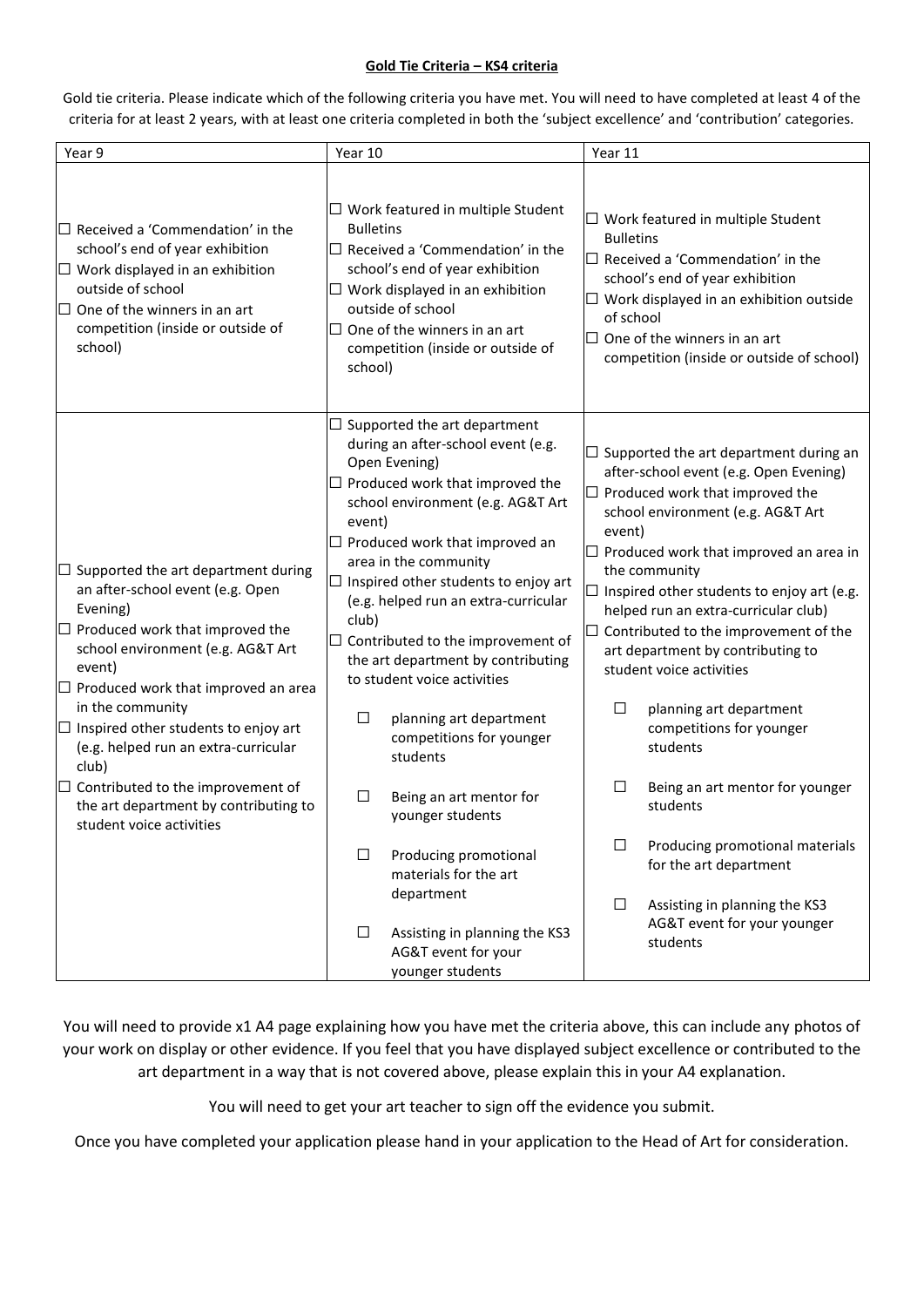**Gold Tie Criteria – KS4 criteria**

Gold tie criteria. Please indicate which of the following criteria you have met. You will need to have completed at least 4 of the criteria for at least 2 years, with at least one criteria completed in both the 'subject excellence' and 'contribution' categories.

| Year 9 | Year 10 | Year 11 |
|---|---|---|
| ☐ Received a 'Commendation' in the school's end of year exhibition<br>☐ Work displayed in an exhibition outside of school<br>☐ One of the winners in an art competition (inside or outside of school) | ☐ Work featured in multiple Student Bulletins<br>☐ Received a 'Commendation' in the school's end of year exhibition<br>☐ Work displayed in an exhibition outside of school<br>☐ One of the winners in an art competition (inside or outside of school) | ☐ Work featured in multiple Student Bulletins<br>☐ Received a 'Commendation' in the school's end of year exhibition<br>☐ Work displayed in an exhibition outside of school<br>☐ One of the winners in an art competition (inside or outside of school) |
| ☐ Supported the art department during an after-school event (e.g. Open Evening)<br>☐ Produced work that improved the school environment (e.g. AG&T Art event)<br>☐ Produced work that improved an area in the community<br>☐ Inspired other students to enjoy art (e.g. helped run an extra-curricular club)<br>☐ Contributed to the improvement of the art department by contributing to student voice activities | ☐ Supported the art department during an after-school event (e.g. Open Evening)<br>☐ Produced work that improved the school environment (e.g. AG&T Art event)<br>☐ Produced work that improved an area in the community<br>☐ Inspired other students to enjoy art (e.g. helped run an extra-curricular club)<br>☐ Contributed to the improvement of the art department by contributing to student voice activities<br>☐ planning art department competitions for younger students<br>☐ Being an art mentor for younger students<br>☐ Producing promotional materials for the art department<br>☐ Assisting in planning the KS3 AG&T event for your younger students | ☐ Supported the art department during an after-school event (e.g. Open Evening)<br>☐ Produced work that improved the school environment (e.g. AG&T Art event)<br>☐ Produced work that improved an area in the community<br>☐ Inspired other students to enjoy art (e.g. helped run an extra-curricular club)<br>☐ Contributed to the improvement of the art department by contributing to student voice activities<br>☐ planning art department competitions for younger students<br>☐ Being an art mentor for younger students<br>☐ Producing promotional materials for the art department<br>☐ Assisting in planning the KS3 AG&T event for your younger students |

You will need to provide x1 A4 page explaining how you have met the criteria above, this can include any photos of your work on display or other evidence. If you feel that you have displayed subject excellence or contributed to the art department in a way that is not covered above, please explain this in your A4 explanation.

You will need to get your art teacher to sign off the evidence you submit.

Once you have completed your application please hand in your application to the Head of Art for consideration.